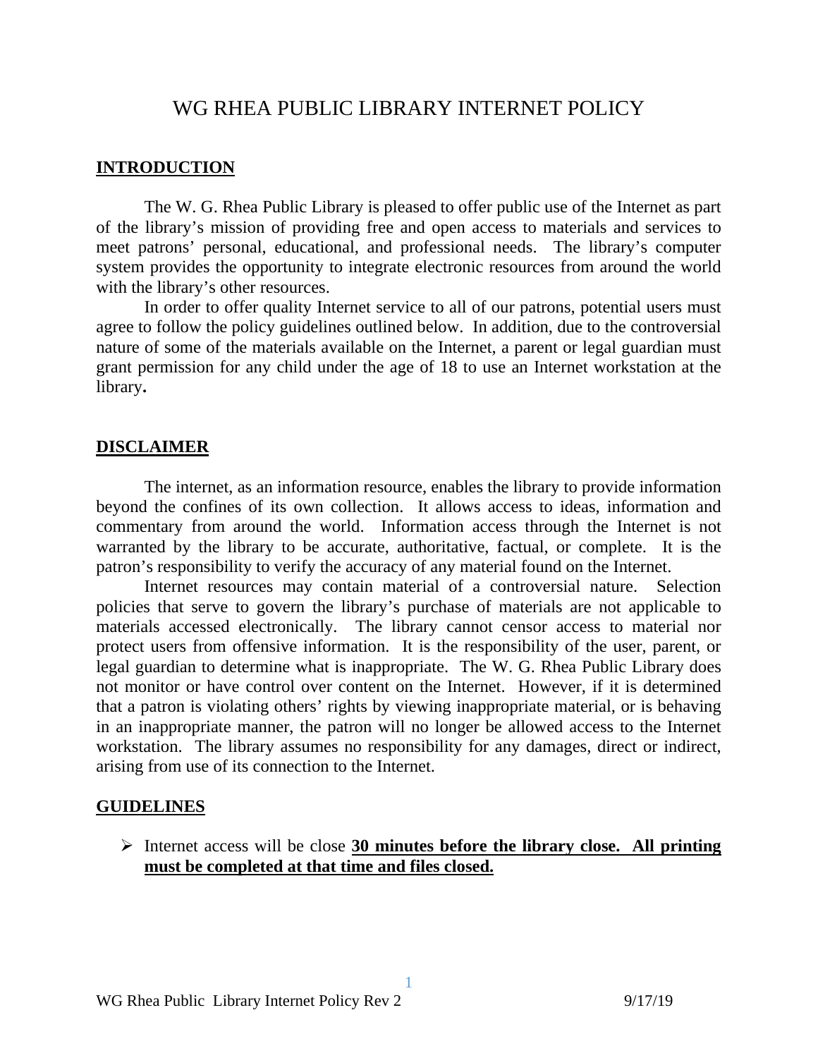# WG RHEA PUBLIC LIBRARY INTERNET POLICY

## INTRODUCTION

The W. G. Rhea Public Library is pleased to offer public use of the Internet as part of the library's mission of providing free and open access to materials and services to meet patrons' personal, educational, and professional needs. The library's computer system provides the opportunity to integrate electronic resources from around the world with the library's other resources.

In order to offer quality Internet service to all of our patrons, potential users must agree to follow the policy guidelines outlined below. In addition, due to the controversial nature of some of the materials available on the Internet, a parent or legal guardian must grant permission for any child under the age of 18 to use an Internet workstation at the library**.**

## DISCLAIMER

The internet, as an information resource, enables the library to provide information beyond the confines of its own collection. It allows access to ideas, information and commentary from around the world. Information access through the Internet is not warranted by the library to be accurate, authoritative, factual, or complete. It is the patron's responsibility to verify the accuracy of any material found on the Internet.

Internet resources may contain material of a controversial nature. Selection policies that serve to govern the library's purchase of materials are not applicable to materials accessed electronically. The library cannot censor access to material nor protect users from offensive information. It is the responsibility of the user, parent, or legal guardian to determine what is inappropriate. The W. G. Rhea Public Library does not monitor or have control over content on the Internet. However, if it is determined that a patron is violating others' rights by viewing inappropriate material, or is behaving in an inappropriate manner, the patron will no longer be allowed access to the Internet workstation. The library assumes no responsibility for any damages, direct or indirect, arising from use of its connection to the Internet.

## GUIDELINES

- Internet access will be close **30 minutes before the library close. All printing must be completed at that time and files closed.**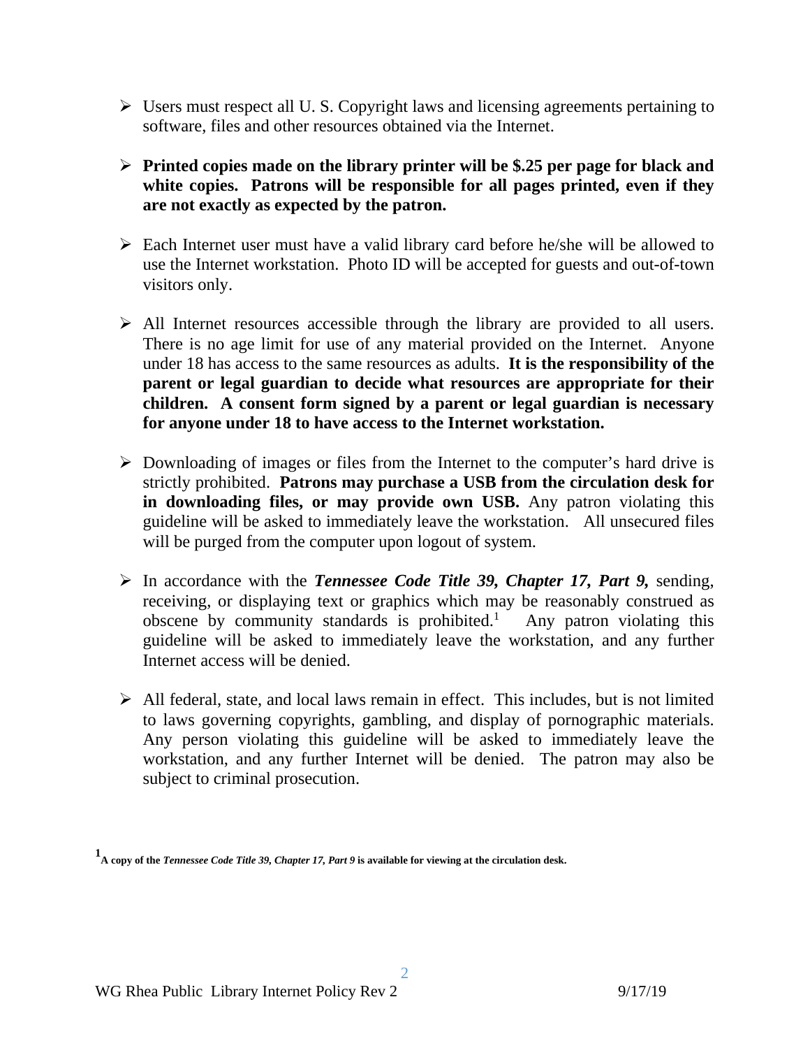- Users must respect all U. S. Copyright laws and licensing agreements pertaining to software, files and other resources obtained via the Internet.

- **Printed copies made on the library printer will be $.25 per page for black and white copies. Patrons will be responsible for all pages printed, even if they are not exactly as expected by the patron.**

- Each Internet user must have a valid library card before he/she will be allowed to use the Internet workstation. Photo ID will be accepted for guests and out-of-town visitors only.

- All Internet resources accessible through the library are provided to all users. There is no age limit for use of any material provided on the Internet. Anyone under 18 has access to the same resources as adults. **It is the responsibility of the parent or legal guardian to decide what resources are appropriate for their children. A consent form signed by a parent or legal guardian is necessary for anyone under 18 to have access to the Internet workstation.**

- Downloading of images or files from the Internet to the computer's hard drive is strictly prohibited. **Patrons may purchase a USB from the circulation desk for in downloading files, or may provide own USB.** Any patron violating this guideline will be asked to immediately leave the workstation. All unsecured files will be purged from the computer upon logout of system.

- In accordance with the ***Tennessee Code Title 39, Chapter 17, Part 9,*** sending, receiving, or displaying text or graphics which may be reasonably construed as obscene by community standards is prohibited.[1] Any patron violating this guideline will be asked to immediately leave the workstation, and any further Internet access will be denied.

- All federal, state, and local laws remain in effect. This includes, but is not limited to laws governing copyrights, gambling, and display of pornographic materials. Any person violating this guideline will be asked to immediately leave the workstation, and any further Internet will be denied. The patron may also be subject to criminal prosecution.

[1] **A copy of the *Tennessee Code Title 39, Chapter 17, Part 9* is available for viewing at the circulation desk.**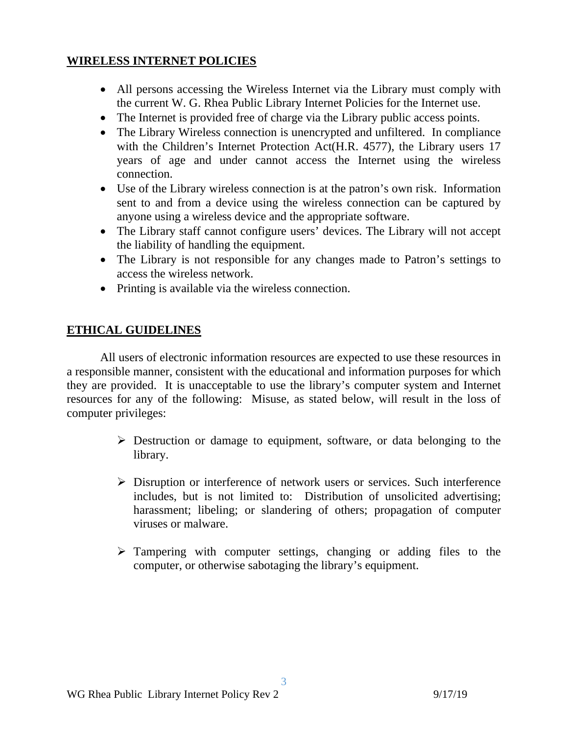## WIRELESS INTERNET POLICIES

- All persons accessing the Wireless Internet via the Library must comply with the current W. G. Rhea Public Library Internet Policies for the Internet use.
- The Internet is provided free of charge via the Library public access points.
- The Library Wireless connection is unencrypted and unfiltered. In compliance with the Children's Internet Protection Act(H.R. 4577), the Library users 17 years of age and under cannot access the Internet using the wireless connection.
- Use of the Library wireless connection is at the patron's own risk. Information sent to and from a device using the wireless connection can be captured by anyone using a wireless device and the appropriate software.
- The Library staff cannot configure users' devices. The Library will not accept the liability of handling the equipment.
- The Library is not responsible for any changes made to Patron's settings to access the wireless network.
- Printing is available via the wireless connection.

## ETHICAL GUIDELINES

All users of electronic information resources are expected to use these resources in a responsible manner, consistent with the educational and information purposes for which they are provided. It is unacceptable to use the library's computer system and Internet resources for any of the following: Misuse, as stated below, will result in the loss of computer privileges:

- Destruction or damage to equipment, software, or data belonging to the library.

- Disruption or interference of network users or services. Such interference includes, but is not limited to: Distribution of unsolicited advertising; harassment; libeling; or slandering of others; propagation of computer viruses or malware.

- Tampering with computer settings, changing or adding files to the computer, or otherwise sabotaging the library's equipment.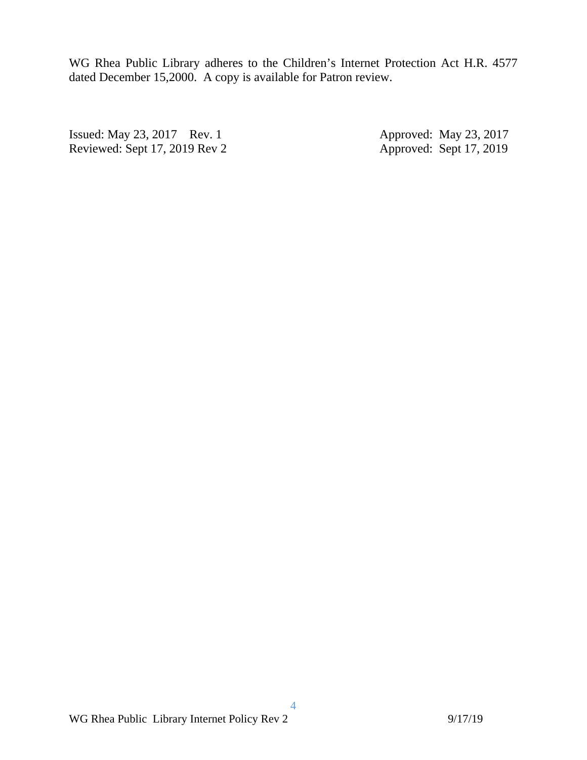WG Rhea Public Library adheres to the Children's Internet Protection Act H.R. 4577 dated December 15,2000. A copy is available for Patron review.

| | |
|---|---|
| Issued: May 23, 2017 Rev. 1 | Approved: May 23, 2017 |
| Reviewed: Sept 17, 2019 Rev 2 | Approved: Sept 17, 2019 |